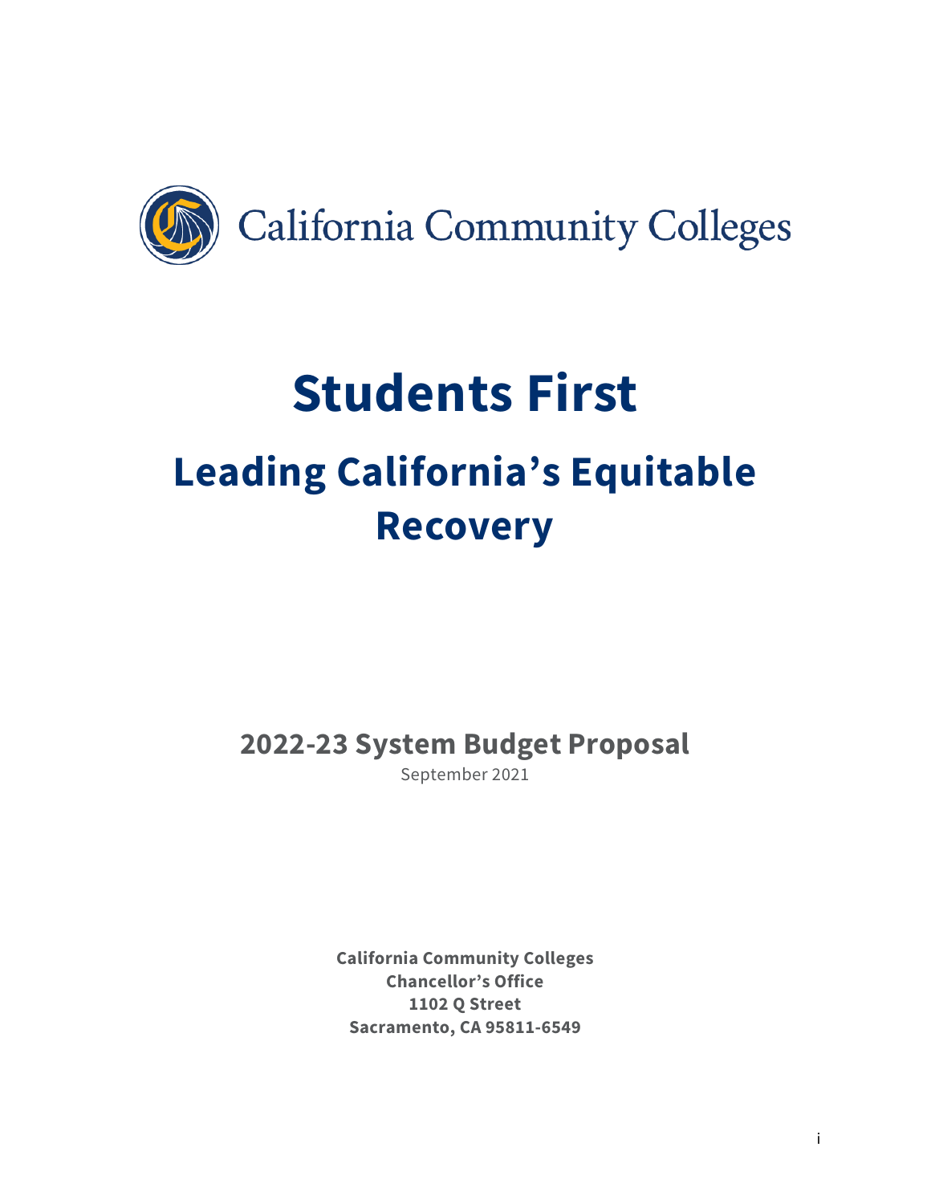California Community Colleges

# Students First

## Leading California's Equitable Recovery

### 2022-23 System Budget Proposal

September 2021

**California Community Colleges**
**Chancellor's Office**
**1102 Q Street**
**Sacramento, CA 95811-6549**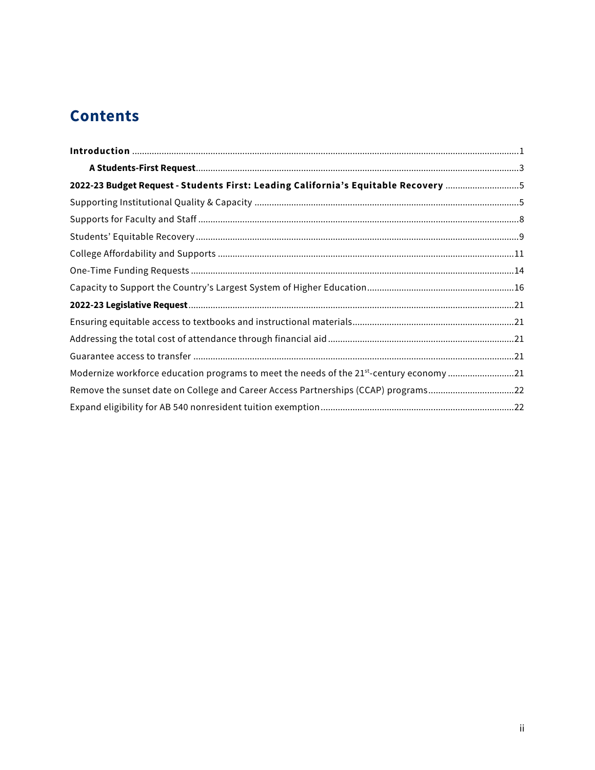# Contents

**Introduction** ........................................................................ 1

- **A Students-First Request** ........................................................ 3

**2022-23 Budget Request - Students First: Leading California's Equitable Recovery** ........................ 5

Supporting Institutional Quality & Capacity ........................................ 5

Supports for Faculty and Staff ...................................................... 8

Students' Equitable Recovery ........................................................ 9

College Affordability and Supports ................................................. 11

One-Time Funding Requests ........................................................... 14

Capacity to Support the Country's Largest System of Higher Education ......... 16

**2022-23 Legislative Request** ...................................................... 21

Ensuring equitable access to textbooks and instructional materials ............ 21

Addressing the total cost of attendance through financial aid .................. 21

Guarantee access to transfer ........................................................ 21

Modernize workforce education programs to meet the needs of the 21st-century economy ........ 21

Remove the sunset date on College and Career Access Partnerships (CCAP) programs ........ 22

Expand eligibility for AB 540 nonresident tuition exemption ..................... 22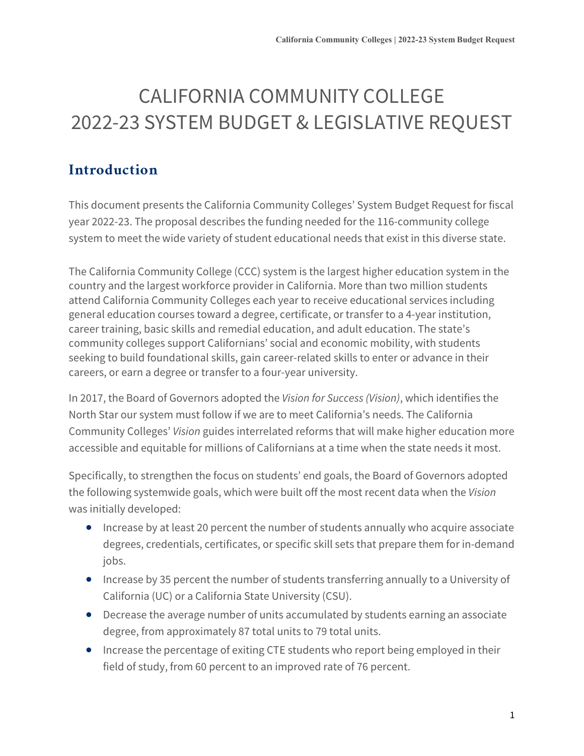# CALIFORNIA COMMUNITY COLLEGE 2022-23 SYSTEM BUDGET & LEGISLATIVE REQUEST

## Introduction

This document presents the California Community Colleges' System Budget Request for fiscal year 2022-23. The proposal describes the funding needed for the 116-community college system to meet the wide variety of student educational needs that exist in this diverse state.

The California Community College (CCC) system is the largest higher education system in the country and the largest workforce provider in California. More than two million students attend California Community Colleges each year to receive educational services including general education courses toward a degree, certificate, or transfer to a 4-year institution, career training, basic skills and remedial education, and adult education. The state's community colleges support Californians' social and economic mobility, with students seeking to build foundational skills, gain career-related skills to enter or advance in their careers, or earn a degree or transfer to a four-year university.

In 2017, the Board of Governors adopted the *Vision for Success (Vision)*, which identifies the North Star our system must follow if we are to meet California's needs. The California Community Colleges' *Vision* guides interrelated reforms that will make higher education more accessible and equitable for millions of Californians at a time when the state needs it most.

Specifically, to strengthen the focus on students' end goals, the Board of Governors adopted the following systemwide goals, which were built off the most recent data when the *Vision* was initially developed:

- Increase by at least 20 percent the number of students annually who acquire associate degrees, credentials, certificates, or specific skill sets that prepare them for in-demand jobs.
- Increase by 35 percent the number of students transferring annually to a University of California (UC) or a California State University (CSU).
- Decrease the average number of units accumulated by students earning an associate degree, from approximately 87 total units to 79 total units.
- Increase the percentage of exiting CTE students who report being employed in their field of study, from 60 percent to an improved rate of 76 percent.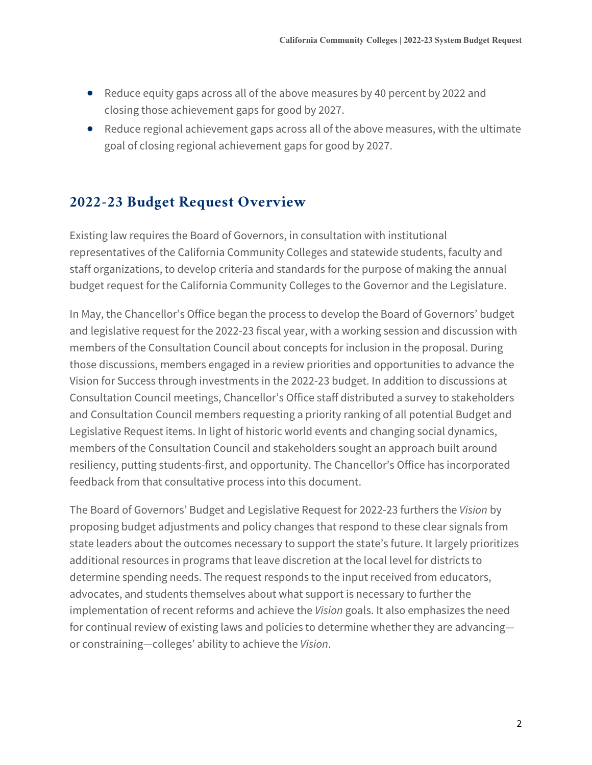- Reduce equity gaps across all of the above measures by 40 percent by 2022 and closing those achievement gaps for good by 2027.
- Reduce regional achievement gaps across all of the above measures, with the ultimate goal of closing regional achievement gaps for good by 2027.

## 2022-23 Budget Request Overview

Existing law requires the Board of Governors, in consultation with institutional representatives of the California Community Colleges and statewide students, faculty and staff organizations, to develop criteria and standards for the purpose of making the annual budget request for the California Community Colleges to the Governor and the Legislature.

In May, the Chancellor's Office began the process to develop the Board of Governors' budget and legislative request for the 2022-23 fiscal year, with a working session and discussion with members of the Consultation Council about concepts for inclusion in the proposal. During those discussions, members engaged in a review priorities and opportunities to advance the Vision for Success through investments in the 2022-23 budget. In addition to discussions at Consultation Council meetings, Chancellor's Office staff distributed a survey to stakeholders and Consultation Council members requesting a priority ranking of all potential Budget and Legislative Request items. In light of historic world events and changing social dynamics, members of the Consultation Council and stakeholders sought an approach built around resiliency, putting students-first, and opportunity. The Chancellor's Office has incorporated feedback from that consultative process into this document.

The Board of Governors' Budget and Legislative Request for 2022-23 furthers the *Vision* by proposing budget adjustments and policy changes that respond to these clear signals from state leaders about the outcomes necessary to support the state's future. It largely prioritizes additional resources in programs that leave discretion at the local level for districts to determine spending needs. The request responds to the input received from educators, advocates, and students themselves about what support is necessary to further the implementation of recent reforms and achieve the *Vision* goals. It also emphasizes the need for continual review of existing laws and policies to determine whether they are advancing—or constraining—colleges' ability to achieve the *Vision*.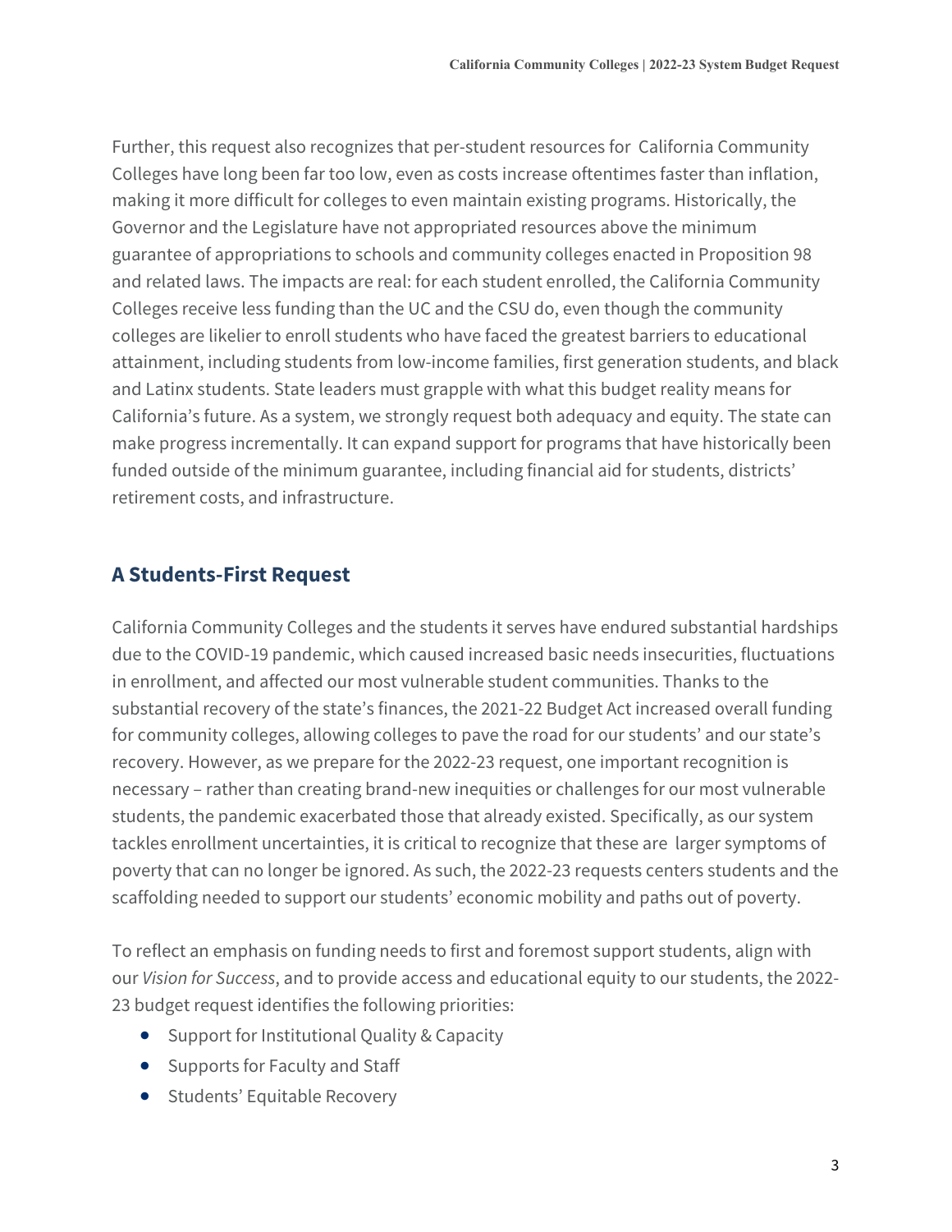Further, this request also recognizes that per-student resources for California Community Colleges have long been far too low, even as costs increase oftentimes faster than inflation, making it more difficult for colleges to even maintain existing programs. Historically, the Governor and the Legislature have not appropriated resources above the minimum guarantee of appropriations to schools and community colleges enacted in Proposition 98 and related laws. The impacts are real: for each student enrolled, the California Community Colleges receive less funding than the UC and the CSU do, even though the community colleges are likelier to enroll students who have faced the greatest barriers to educational attainment, including students from low-income families, first generation students, and black and Latinx students. State leaders must grapple with what this budget reality means for California's future. As a system, we strongly request both adequacy and equity. The state can make progress incrementally. It can expand support for programs that have historically been funded outside of the minimum guarantee, including financial aid for students, districts' retirement costs, and infrastructure.

## A Students-First Request

California Community Colleges and the students it serves have endured substantial hardships due to the COVID-19 pandemic, which caused increased basic needs insecurities, fluctuations in enrollment, and affected our most vulnerable student communities. Thanks to the substantial recovery of the state's finances, the 2021-22 Budget Act increased overall funding for community colleges, allowing colleges to pave the road for our students' and our state's recovery. However, as we prepare for the 2022-23 request, one important recognition is necessary – rather than creating brand-new inequities or challenges for our most vulnerable students, the pandemic exacerbated those that already existed. Specifically, as our system tackles enrollment uncertainties, it is critical to recognize that these are larger symptoms of poverty that can no longer be ignored. As such, the 2022-23 requests centers students and the scaffolding needed to support our students' economic mobility and paths out of poverty.

To reflect an emphasis on funding needs to first and foremost support students, align with our *Vision for Success*, and to provide access and educational equity to our students, the 2022-23 budget request identifies the following priorities:

- Support for Institutional Quality & Capacity
- Supports for Faculty and Staff
- Students' Equitable Recovery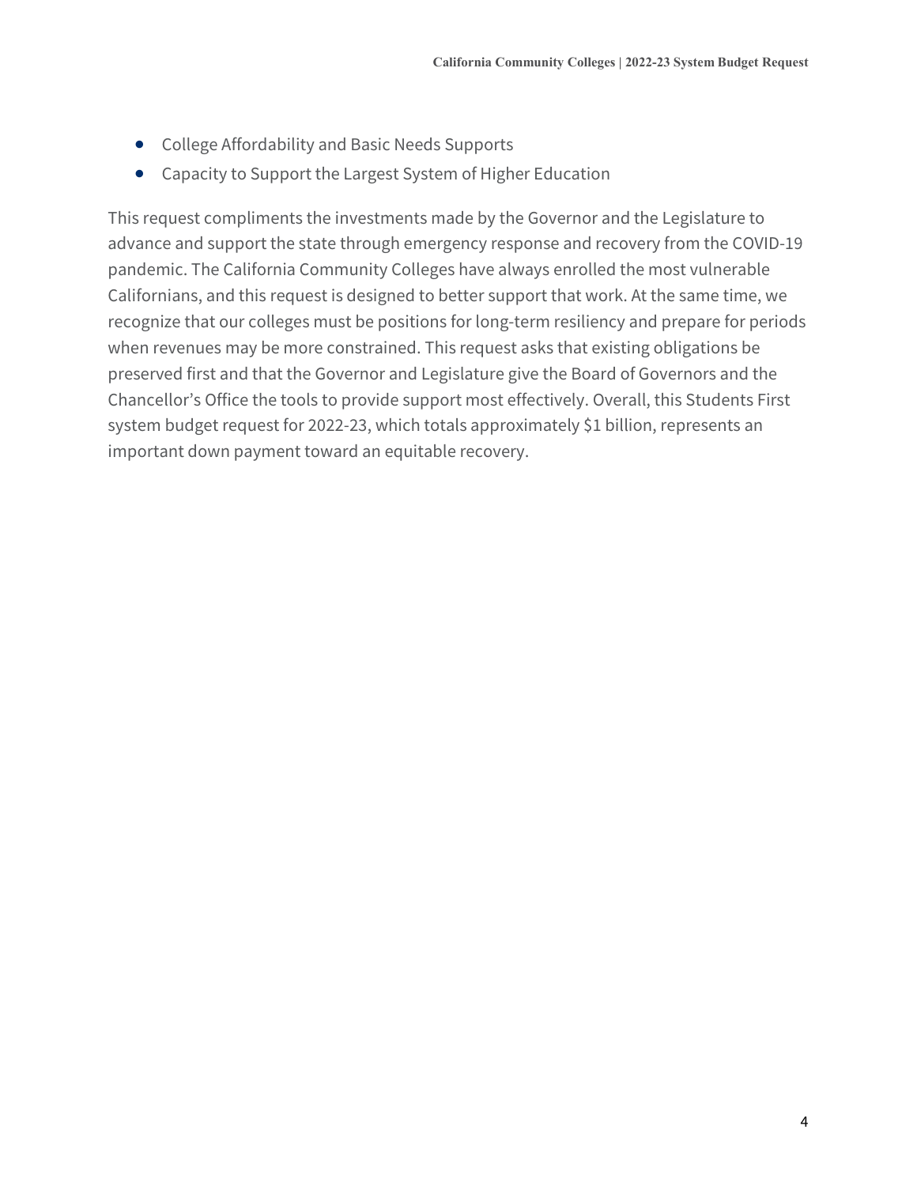- College Affordability and Basic Needs Supports
- Capacity to Support the Largest System of Higher Education

This request compliments the investments made by the Governor and the Legislature to advance and support the state through emergency response and recovery from the COVID-19 pandemic. The California Community Colleges have always enrolled the most vulnerable Californians, and this request is designed to better support that work. At the same time, we recognize that our colleges must be positions for long-term resiliency and prepare for periods when revenues may be more constrained. This request asks that existing obligations be preserved first and that the Governor and Legislature give the Board of Governors and the Chancellor's Office the tools to provide support most effectively. Overall, this Students First system budget request for 2022-23, which totals approximately $1 billion, represents an important down payment toward an equitable recovery.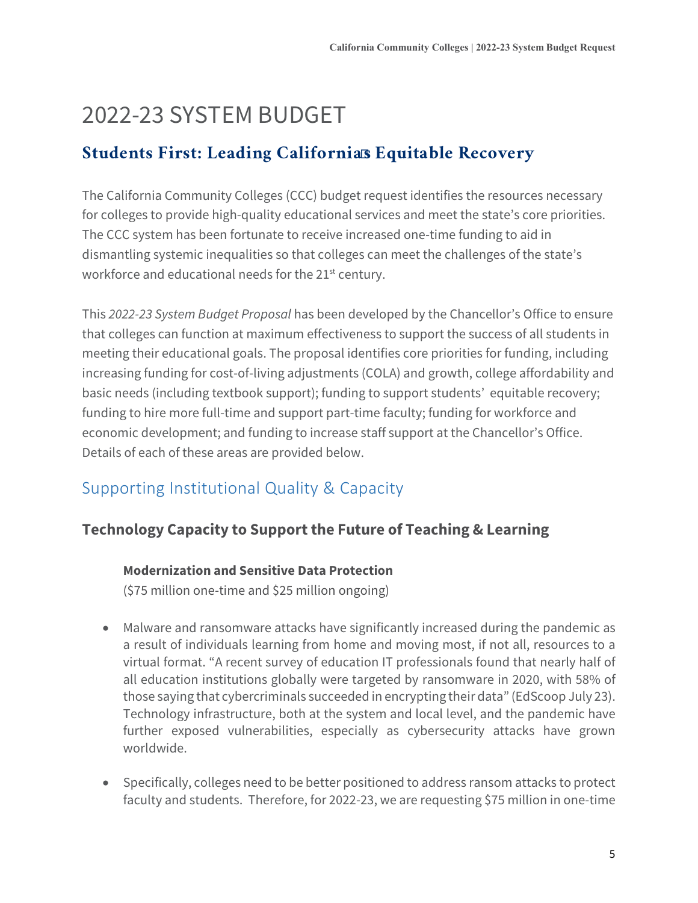# 2022-23 SYSTEM BUDGET

## Students First: Leading California's Equitable Recovery

The California Community Colleges (CCC) budget request identifies the resources necessary for colleges to provide high-quality educational services and meet the state's core priorities. The CCC system has been fortunate to receive increased one-time funding to aid in dismantling systemic inequalities so that colleges can meet the challenges of the state's workforce and educational needs for the 21st century.

This *2022-23 System Budget Proposal* has been developed by the Chancellor's Office to ensure that colleges can function at maximum effectiveness to support the success of all students in meeting their educational goals. The proposal identifies core priorities for funding, including increasing funding for cost-of-living adjustments (COLA) and growth, college affordability and basic needs (including textbook support); funding to support students' equitable recovery; funding to hire more full-time and support part-time faculty; funding for workforce and economic development; and funding to increase staff support at the Chancellor's Office. Details of each of these areas are provided below.

## Supporting Institutional Quality & Capacity

### Technology Capacity to Support the Future of Teaching & Learning

#### Modernization and Sensitive Data Protection

($75 million one-time and $25 million ongoing)

- Malware and ransomware attacks have significantly increased during the pandemic as a result of individuals learning from home and moving most, if not all, resources to a virtual format. "A recent survey of education IT professionals found that nearly half of all education institutions globally were targeted by ransomware in 2020, with 58% of those saying that cybercriminals succeeded in encrypting their data" (EdScoop July 23). Technology infrastructure, both at the system and local level, and the pandemic have further exposed vulnerabilities, especially as cybersecurity attacks have grown worldwide.
- Specifically, colleges need to be better positioned to address ransom attacks to protect faculty and students. Therefore, for 2022-23, we are requesting $75 million in one-time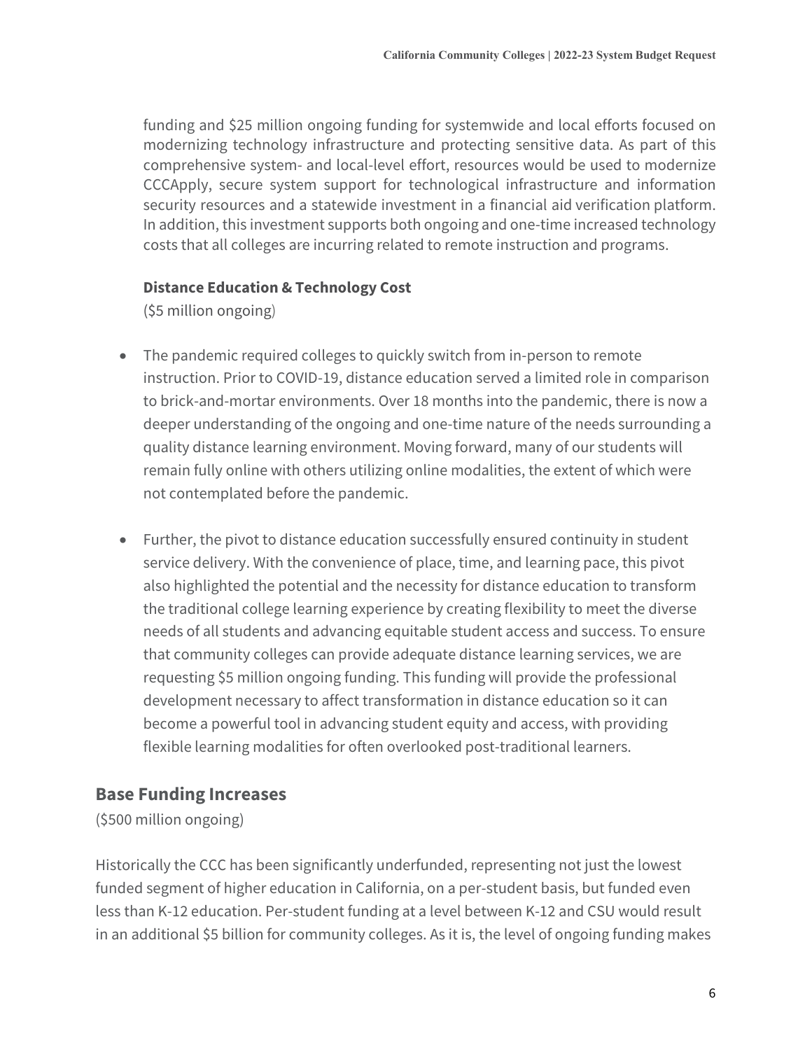funding and $25 million ongoing funding for systemwide and local efforts focused on modernizing technology infrastructure and protecting sensitive data. As part of this comprehensive system- and local-level effort, resources would be used to modernize CCCApply, secure system support for technological infrastructure and information security resources and a statewide investment in a financial aid verification platform. In addition, this investment supports both ongoing and one-time increased technology costs that all colleges are incurring related to remote instruction and programs.

**Distance Education & Technology Cost**

($5 million ongoing)

- The pandemic required colleges to quickly switch from in-person to remote instruction. Prior to COVID-19, distance education served a limited role in comparison to brick-and-mortar environments. Over 18 months into the pandemic, there is now a deeper understanding of the ongoing and one-time nature of the needs surrounding a quality distance learning environment. Moving forward, many of our students will remain fully online with others utilizing online modalities, the extent of which were not contemplated before the pandemic.

- Further, the pivot to distance education successfully ensured continuity in student service delivery. With the convenience of place, time, and learning pace, this pivot also highlighted the potential and the necessity for distance education to transform the traditional college learning experience by creating flexibility to meet the diverse needs of all students and advancing equitable student access and success. To ensure that community colleges can provide adequate distance learning services, we are requesting $5 million ongoing funding. This funding will provide the professional development necessary to affect transformation in distance education so it can become a powerful tool in advancing student equity and access, with providing flexible learning modalities for often overlooked post-traditional learners.

## Base Funding Increases

($500 million ongoing)

Historically the CCC has been significantly underfunded, representing not just the lowest funded segment of higher education in California, on a per-student basis, but funded even less than K-12 education. Per-student funding at a level between K-12 and CSU would result in an additional $5 billion for community colleges. As it is, the level of ongoing funding makes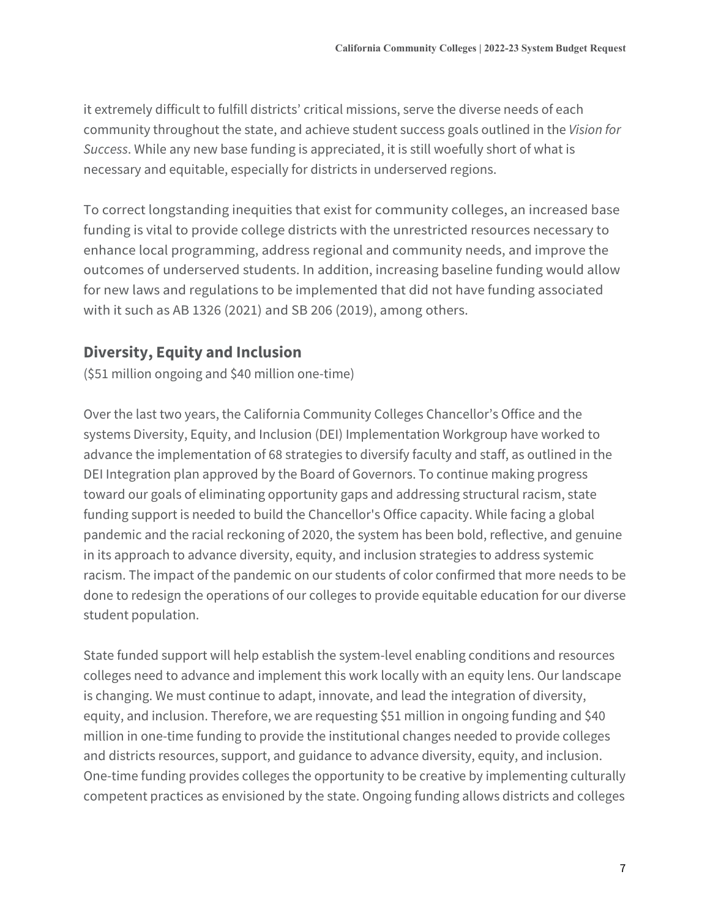it extremely difficult to fulfill districts' critical missions, serve the diverse needs of each community throughout the state, and achieve student success goals outlined in the *Vision for Success*. While any new base funding is appreciated, it is still woefully short of what is necessary and equitable, especially for districts in underserved regions.

To correct longstanding inequities that exist for community colleges, an increased base funding is vital to provide college districts with the unrestricted resources necessary to enhance local programming, address regional and community needs, and improve the outcomes of underserved students. In addition, increasing baseline funding would allow for new laws and regulations to be implemented that did not have funding associated with it such as AB 1326 (2021) and SB 206 (2019), among others.

## Diversity, Equity and Inclusion

($51 million ongoing and $40 million one-time)

Over the last two years, the California Community Colleges Chancellor's Office and the systems Diversity, Equity, and Inclusion (DEI) Implementation Workgroup have worked to advance the implementation of 68 strategies to diversify faculty and staff, as outlined in the DEI Integration plan approved by the Board of Governors. To continue making progress toward our goals of eliminating opportunity gaps and addressing structural racism, state funding support is needed to build the Chancellor's Office capacity. While facing a global pandemic and the racial reckoning of 2020, the system has been bold, reflective, and genuine in its approach to advance diversity, equity, and inclusion strategies to address systemic racism. The impact of the pandemic on our students of color confirmed that more needs to be done to redesign the operations of our colleges to provide equitable education for our diverse student population.

State funded support will help establish the system-level enabling conditions and resources colleges need to advance and implement this work locally with an equity lens. Our landscape is changing. We must continue to adapt, innovate, and lead the integration of diversity, equity, and inclusion. Therefore, we are requesting $51 million in ongoing funding and $40 million in one-time funding to provide the institutional changes needed to provide colleges and districts resources, support, and guidance to advance diversity, equity, and inclusion. One-time funding provides colleges the opportunity to be creative by implementing culturally competent practices as envisioned by the state. Ongoing funding allows districts and colleges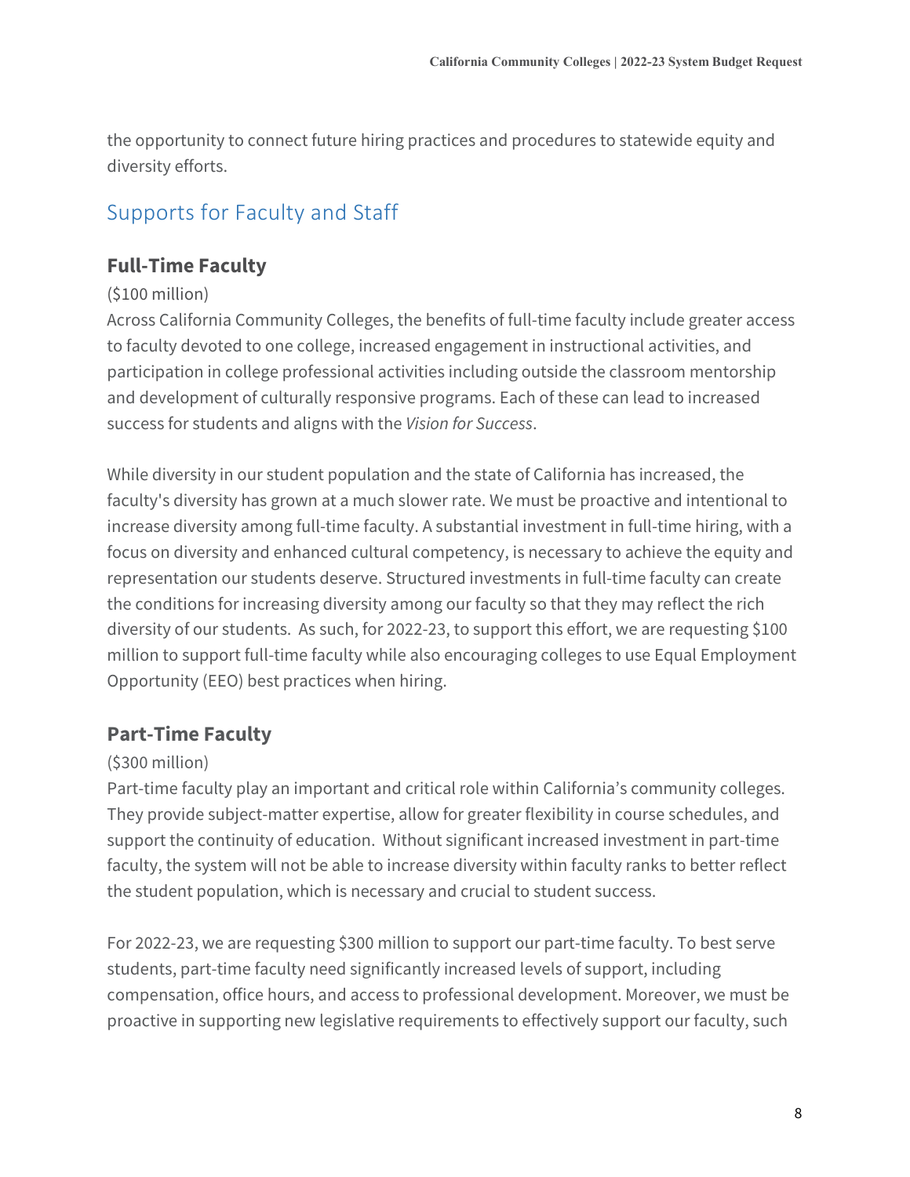the opportunity to connect future hiring practices and procedures to statewide equity and diversity efforts.

## Supports for Faculty and Staff

### Full-Time Faculty

($100 million)
Across California Community Colleges, the benefits of full-time faculty include greater access to faculty devoted to one college, increased engagement in instructional activities, and participation in college professional activities including outside the classroom mentorship and development of culturally responsive programs. Each of these can lead to increased success for students and aligns with the *Vision for Success*.

While diversity in our student population and the state of California has increased, the faculty's diversity has grown at a much slower rate. We must be proactive and intentional to increase diversity among full-time faculty. A substantial investment in full-time hiring, with a focus on diversity and enhanced cultural competency, is necessary to achieve the equity and representation our students deserve. Structured investments in full-time faculty can create the conditions for increasing diversity among our faculty so that they may reflect the rich diversity of our students. As such, for 2022-23, to support this effort, we are requesting $100 million to support full-time faculty while also encouraging colleges to use Equal Employment Opportunity (EEO) best practices when hiring.

### Part-Time Faculty

($300 million)
Part-time faculty play an important and critical role within California's community colleges. They provide subject-matter expertise, allow for greater flexibility in course schedules, and support the continuity of education. Without significant increased investment in part-time faculty, the system will not be able to increase diversity within faculty ranks to better reflect the student population, which is necessary and crucial to student success.

For 2022-23, we are requesting $300 million to support our part-time faculty. To best serve students, part-time faculty need significantly increased levels of support, including compensation, office hours, and access to professional development. Moreover, we must be proactive in supporting new legislative requirements to effectively support our faculty, such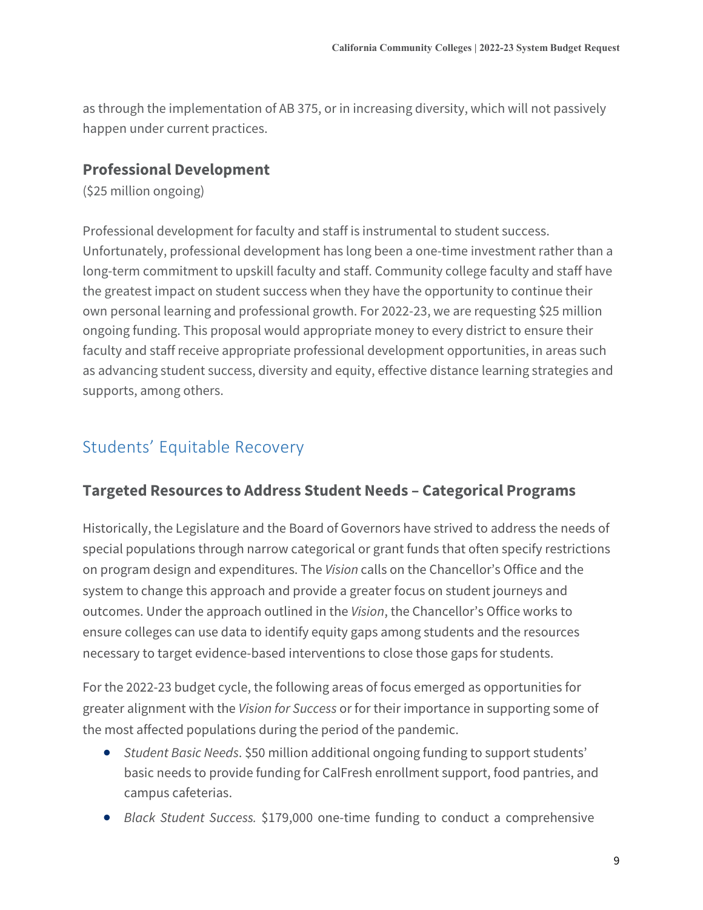as through the implementation of AB 375, or in increasing diversity, which will not passively happen under current practices.

### Professional Development

($25 million ongoing)

Professional development for faculty and staff is instrumental to student success. Unfortunately, professional development has long been a one-time investment rather than a long-term commitment to upskill faculty and staff. Community college faculty and staff have the greatest impact on student success when they have the opportunity to continue their own personal learning and professional growth. For 2022-23, we are requesting $25 million ongoing funding. This proposal would appropriate money to every district to ensure their faculty and staff receive appropriate professional development opportunities, in areas such as advancing student success, diversity and equity, effective distance learning strategies and supports, among others.

## Students' Equitable Recovery

### Targeted Resources to Address Student Needs – Categorical Programs

Historically, the Legislature and the Board of Governors have strived to address the needs of special populations through narrow categorical or grant funds that often specify restrictions on program design and expenditures. The *Vision* calls on the Chancellor's Office and the system to change this approach and provide a greater focus on student journeys and outcomes. Under the approach outlined in the *Vision*, the Chancellor's Office works to ensure colleges can use data to identify equity gaps among students and the resources necessary to target evidence-based interventions to close those gaps for students.

For the 2022-23 budget cycle, the following areas of focus emerged as opportunities for greater alignment with the *Vision for Success* or for their importance in supporting some of the most affected populations during the period of the pandemic.

- *Student Basic Needs*. $50 million additional ongoing funding to support students' basic needs to provide funding for CalFresh enrollment support, food pantries, and campus cafeterias.
- *Black Student Success.* $179,000 one-time funding to conduct a comprehensive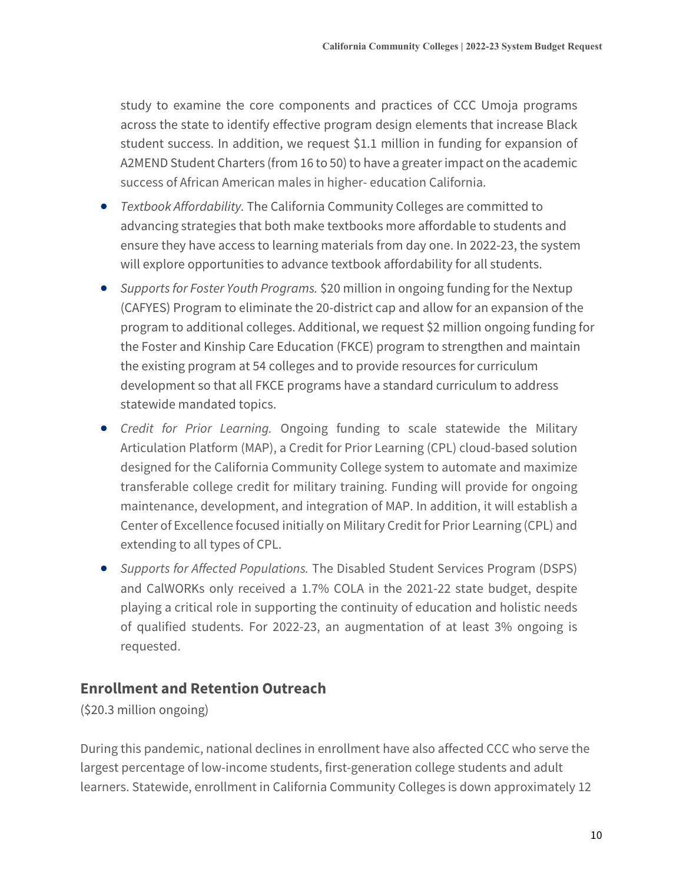study to examine the core components and practices of CCC Umoja programs across the state to identify effective program design elements that increase Black student success. In addition, we request $1.1 million in funding for expansion of A2MEND Student Charters (from 16 to 50) to have a greater impact on the academic success of African American males in higher- education California.

- *Textbook Affordability.* The California Community Colleges are committed to advancing strategies that both make textbooks more affordable to students and ensure they have access to learning materials from day one. In 2022-23, the system will explore opportunities to advance textbook affordability for all students.
- *Supports for Foster Youth Programs.* $20 million in ongoing funding for the Nextup (CAFYES) Program to eliminate the 20-district cap and allow for an expansion of the program to additional colleges. Additional, we request $2 million ongoing funding for the Foster and Kinship Care Education (FKCE) program to strengthen and maintain the existing program at 54 colleges and to provide resources for curriculum development so that all FKCE programs have a standard curriculum to address statewide mandated topics.
- *Credit for Prior Learning.* Ongoing funding to scale statewide the Military Articulation Platform (MAP), a Credit for Prior Learning (CPL) cloud-based solution designed for the California Community College system to automate and maximize transferable college credit for military training. Funding will provide for ongoing maintenance, development, and integration of MAP. In addition, it will establish a Center of Excellence focused initially on Military Credit for Prior Learning (CPL) and extending to all types of CPL.
- *Supports for Affected Populations.* The Disabled Student Services Program (DSPS) and CalWORKs only received a 1.7% COLA in the 2021-22 state budget, despite playing a critical role in supporting the continuity of education and holistic needs of qualified students. For 2022-23, an augmentation of at least 3% ongoing is requested.

## Enrollment and Retention Outreach

($20.3 million ongoing)

During this pandemic, national declines in enrollment have also affected CCC who serve the largest percentage of low-income students, first-generation college students and adult learners. Statewide, enrollment in California Community Colleges is down approximately 12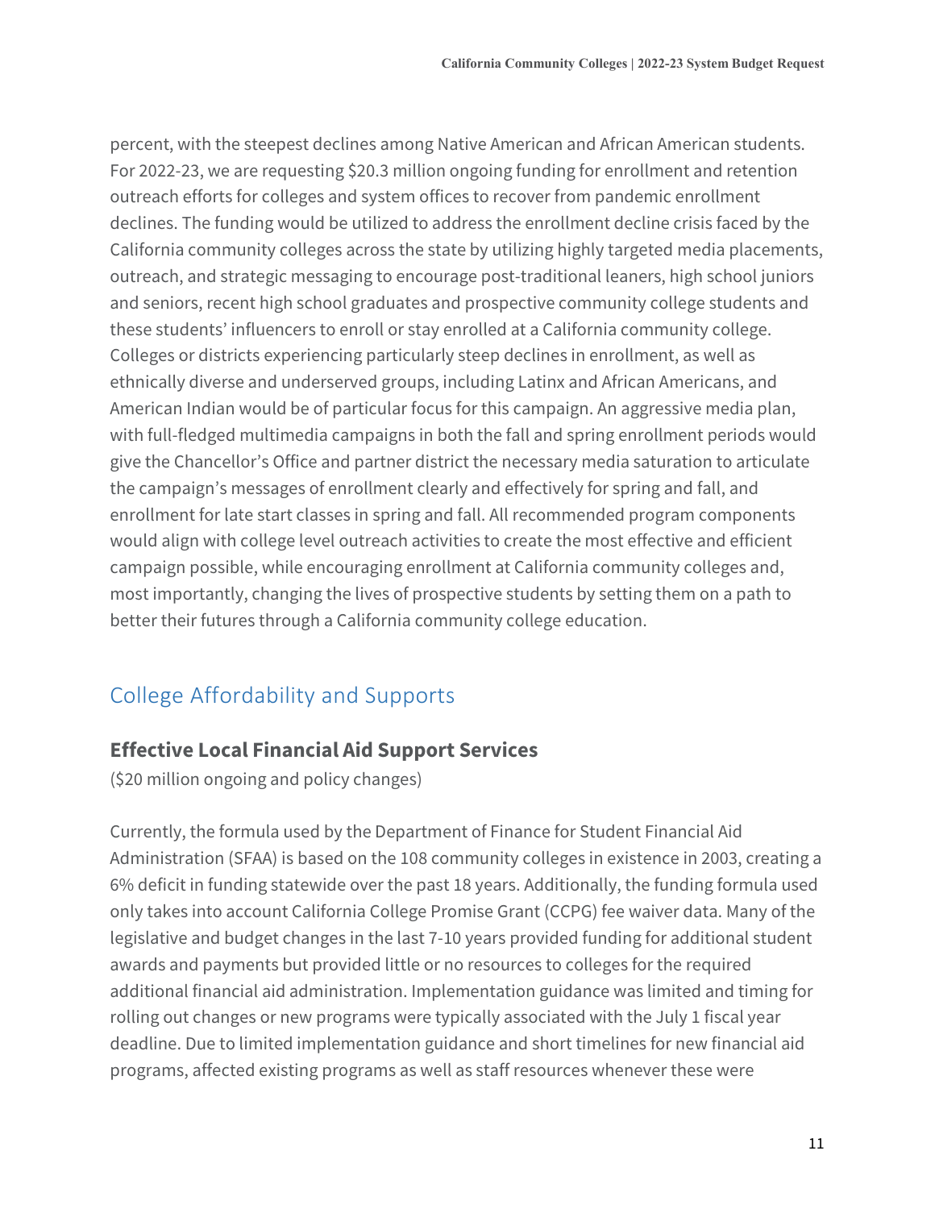percent, with the steepest declines among Native American and African American students. For 2022-23, we are requesting $20.3 million ongoing funding for enrollment and retention outreach efforts for colleges and system offices to recover from pandemic enrollment declines. The funding would be utilized to address the enrollment decline crisis faced by the California community colleges across the state by utilizing highly targeted media placements, outreach, and strategic messaging to encourage post-traditional leaners, high school juniors and seniors, recent high school graduates and prospective community college students and these students' influencers to enroll or stay enrolled at a California community college. Colleges or districts experiencing particularly steep declines in enrollment, as well as ethnically diverse and underserved groups, including Latinx and African Americans, and American Indian would be of particular focus for this campaign. An aggressive media plan, with full-fledged multimedia campaigns in both the fall and spring enrollment periods would give the Chancellor's Office and partner district the necessary media saturation to articulate the campaign's messages of enrollment clearly and effectively for spring and fall, and enrollment for late start classes in spring and fall. All recommended program components would align with college level outreach activities to create the most effective and efficient campaign possible, while encouraging enrollment at California community colleges and, most importantly, changing the lives of prospective students by setting them on a path to better their futures through a California community college education.

## College Affordability and Supports

### Effective Local Financial Aid Support Services

($20 million ongoing and policy changes)

Currently, the formula used by the Department of Finance for Student Financial Aid Administration (SFAA) is based on the 108 community colleges in existence in 2003, creating a 6% deficit in funding statewide over the past 18 years. Additionally, the funding formula used only takes into account California College Promise Grant (CCPG) fee waiver data. Many of the legislative and budget changes in the last 7-10 years provided funding for additional student awards and payments but provided little or no resources to colleges for the required additional financial aid administration. Implementation guidance was limited and timing for rolling out changes or new programs were typically associated with the July 1 fiscal year deadline. Due to limited implementation guidance and short timelines for new financial aid programs, affected existing programs as well as staff resources whenever these were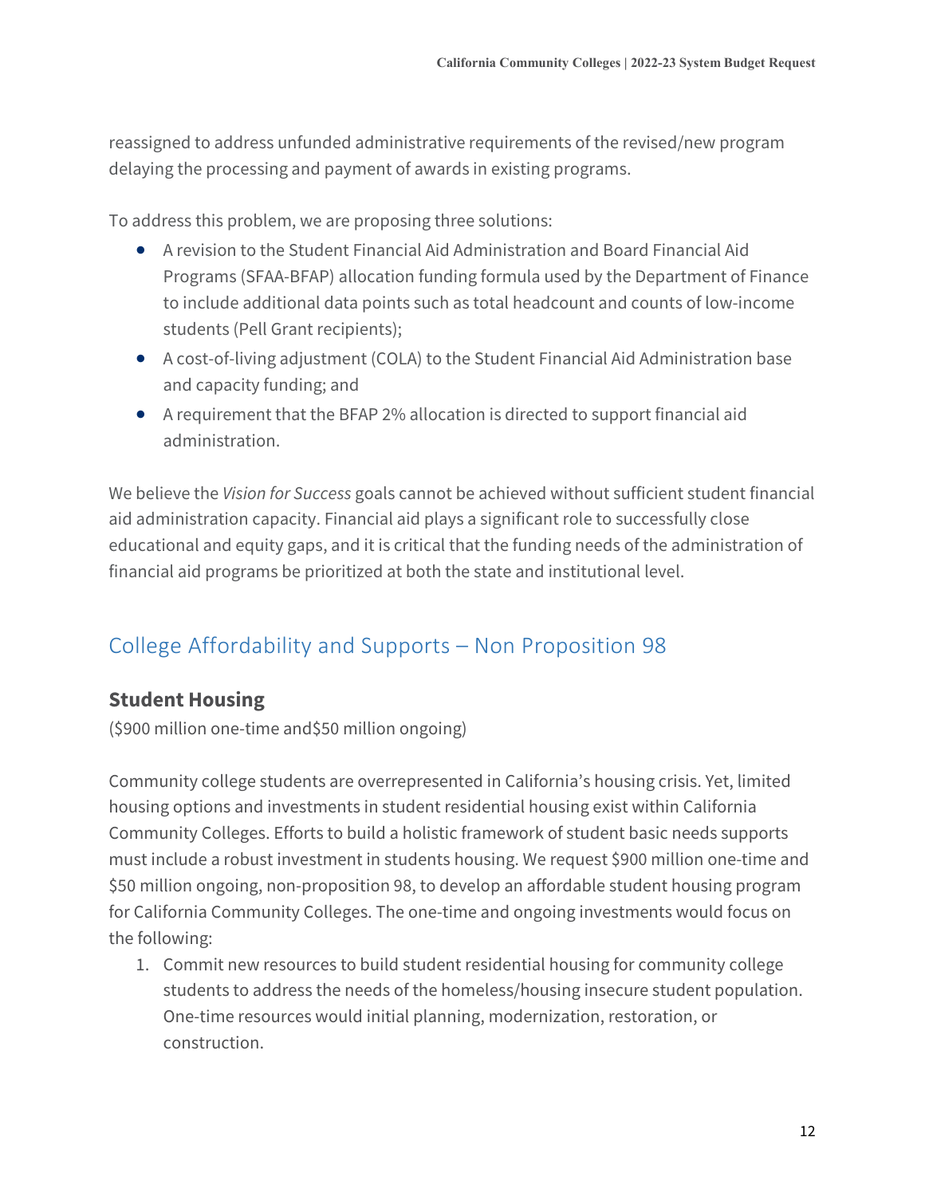reassigned to address unfunded administrative requirements of the revised/new program delaying the processing and payment of awards in existing programs.

To address this problem, we are proposing three solutions:

- A revision to the Student Financial Aid Administration and Board Financial Aid Programs (SFAA-BFAP) allocation funding formula used by the Department of Finance to include additional data points such as total headcount and counts of low-income students (Pell Grant recipients);
- A cost-of-living adjustment (COLA) to the Student Financial Aid Administration base and capacity funding; and
- A requirement that the BFAP 2% allocation is directed to support financial aid administration.

We believe the *Vision for Success* goals cannot be achieved without sufficient student financial aid administration capacity. Financial aid plays a significant role to successfully close educational and equity gaps, and it is critical that the funding needs of the administration of financial aid programs be prioritized at both the state and institutional level.

## College Affordability and Supports – Non Proposition 98

### Student Housing

($900 million one-time and$50 million ongoing)

Community college students are overrepresented in California's housing crisis. Yet, limited housing options and investments in student residential housing exist within California Community Colleges. Efforts to build a holistic framework of student basic needs supports must include a robust investment in students housing. We request $900 million one-time and $50 million ongoing, non-proposition 98, to develop an affordable student housing program for California Community Colleges. The one-time and ongoing investments would focus on the following:

1. Commit new resources to build student residential housing for community college students to address the needs of the homeless/housing insecure student population. One-time resources would initial planning, modernization, restoration, or construction.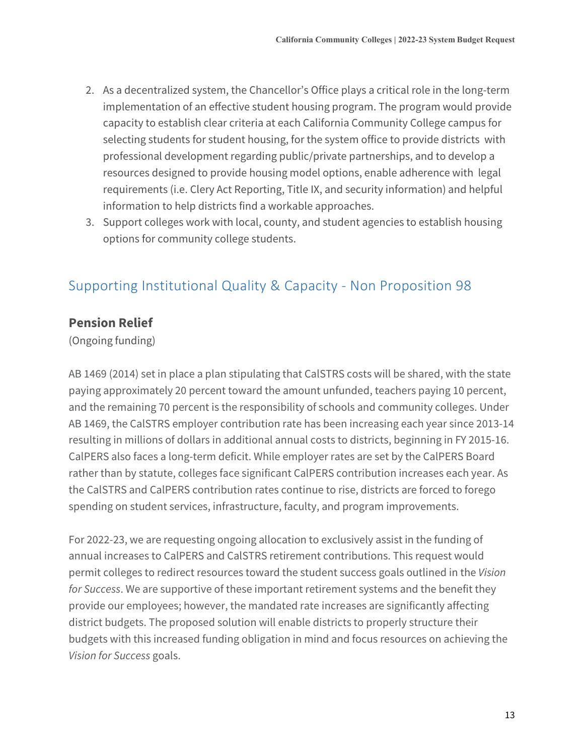2. As a decentralized system, the Chancellor's Office plays a critical role in the long-term implementation of an effective student housing program. The program would provide capacity to establish clear criteria at each California Community College campus for selecting students for student housing, for the system office to provide districts with professional development regarding public/private partnerships, and to develop a resources designed to provide housing model options, enable adherence with legal requirements (i.e. Clery Act Reporting, Title IX, and security information) and helpful information to help districts find a workable approaches.
3. Support colleges work with local, county, and student agencies to establish housing options for community college students.

## Supporting Institutional Quality & Capacity - Non Proposition 98

### Pension Relief

(Ongoing funding)

AB 1469 (2014) set in place a plan stipulating that CalSTRS costs will be shared, with the state paying approximately 20 percent toward the amount unfunded, teachers paying 10 percent, and the remaining 70 percent is the responsibility of schools and community colleges. Under AB 1469, the CalSTRS employer contribution rate has been increasing each year since 2013-14 resulting in millions of dollars in additional annual costs to districts, beginning in FY 2015-16. CalPERS also faces a long-term deficit. While employer rates are set by the CalPERS Board rather than by statute, colleges face significant CalPERS contribution increases each year. As the CalSTRS and CalPERS contribution rates continue to rise, districts are forced to forego spending on student services, infrastructure, faculty, and program improvements.

For 2022-23, we are requesting ongoing allocation to exclusively assist in the funding of annual increases to CalPERS and CalSTRS retirement contributions. This request would permit colleges to redirect resources toward the student success goals outlined in the *Vision for Success*. We are supportive of these important retirement systems and the benefit they provide our employees; however, the mandated rate increases are significantly affecting district budgets. The proposed solution will enable districts to properly structure their budgets with this increased funding obligation in mind and focus resources on achieving the *Vision for Success* goals.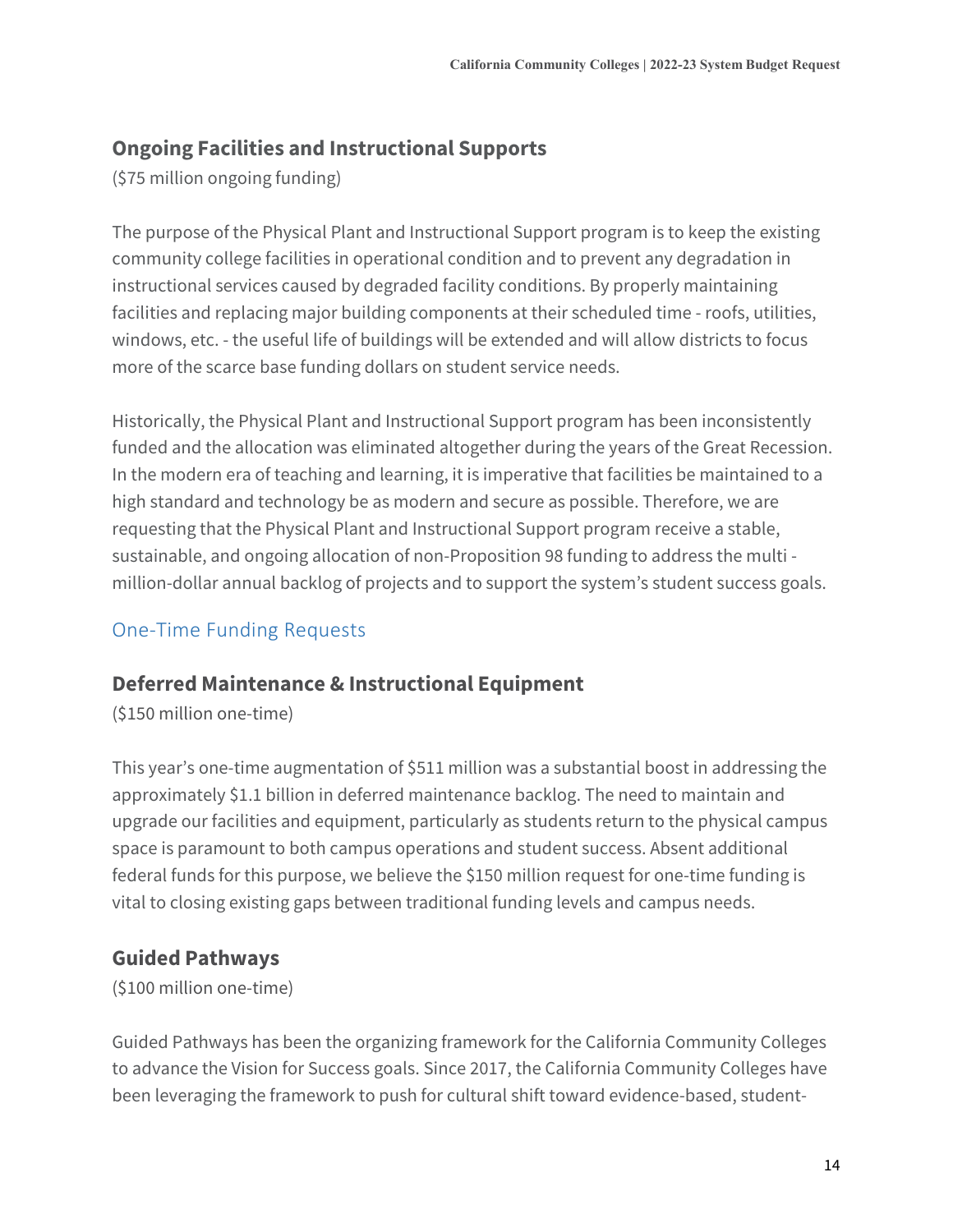### Ongoing Facilities and Instructional Supports

($75 million ongoing funding)

The purpose of the Physical Plant and Instructional Support program is to keep the existing community college facilities in operational condition and to prevent any degradation in instructional services caused by degraded facility conditions. By properly maintaining facilities and replacing major building components at their scheduled time - roofs, utilities, windows, etc. - the useful life of buildings will be extended and will allow districts to focus more of the scarce base funding dollars on student service needs.

Historically, the Physical Plant and Instructional Support program has been inconsistently funded and the allocation was eliminated altogether during the years of the Great Recession. In the modern era of teaching and learning, it is imperative that facilities be maintained to a high standard and technology be as modern and secure as possible. Therefore, we are requesting that the Physical Plant and Instructional Support program receive a stable, sustainable, and ongoing allocation of non-Proposition 98 funding to address the multi-million-dollar annual backlog of projects and to support the system's student success goals.

## One-Time Funding Requests

### Deferred Maintenance & Instructional Equipment

($150 million one-time)

This year's one-time augmentation of $511 million was a substantial boost in addressing the approximately $1.1 billion in deferred maintenance backlog. The need to maintain and upgrade our facilities and equipment, particularly as students return to the physical campus space is paramount to both campus operations and student success. Absent additional federal funds for this purpose, we believe the $150 million request for one-time funding is vital to closing existing gaps between traditional funding levels and campus needs.

### Guided Pathways

($100 million one-time)

Guided Pathways has been the organizing framework for the California Community Colleges to advance the Vision for Success goals. Since 2017, the California Community Colleges have been leveraging the framework to push for cultural shift toward evidence-based, student-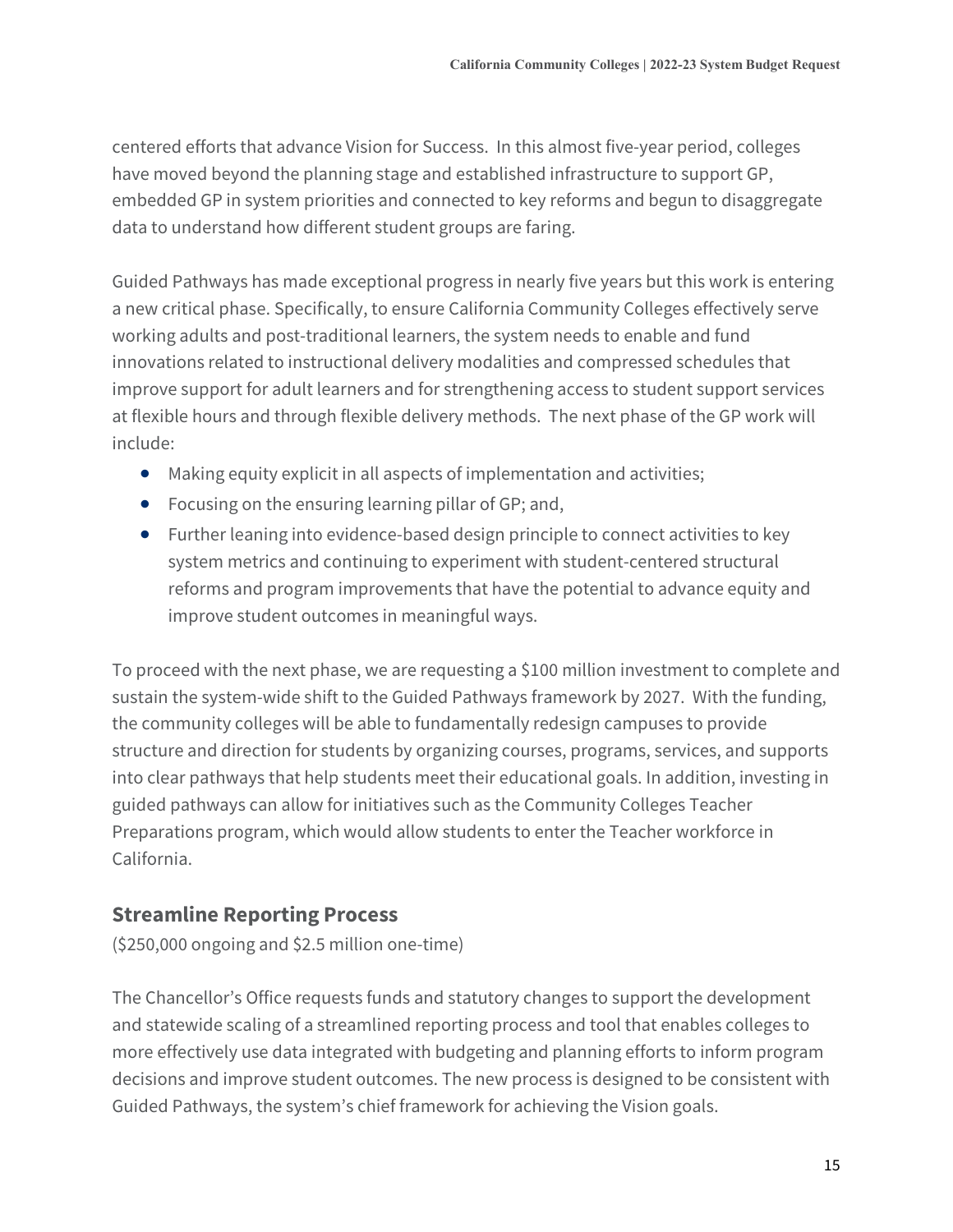centered efforts that advance Vision for Success. In this almost five-year period, colleges have moved beyond the planning stage and established infrastructure to support GP, embedded GP in system priorities and connected to key reforms and begun to disaggregate data to understand how different student groups are faring.

Guided Pathways has made exceptional progress in nearly five years but this work is entering a new critical phase. Specifically, to ensure California Community Colleges effectively serve working adults and post-traditional learners, the system needs to enable and fund innovations related to instructional delivery modalities and compressed schedules that improve support for adult learners and for strengthening access to student support services at flexible hours and through flexible delivery methods. The next phase of the GP work will include:

- Making equity explicit in all aspects of implementation and activities;
- Focusing on the ensuring learning pillar of GP; and,
- Further leaning into evidence-based design principle to connect activities to key system metrics and continuing to experiment with student-centered structural reforms and program improvements that have the potential to advance equity and improve student outcomes in meaningful ways.

To proceed with the next phase, we are requesting a $100 million investment to complete and sustain the system-wide shift to the Guided Pathways framework by 2027. With the funding, the community colleges will be able to fundamentally redesign campuses to provide structure and direction for students by organizing courses, programs, services, and supports into clear pathways that help students meet their educational goals. In addition, investing in guided pathways can allow for initiatives such as the Community Colleges Teacher Preparations program, which would allow students to enter the Teacher workforce in California.

## Streamline Reporting Process

($250,000 ongoing and $2.5 million one-time)

The Chancellor's Office requests funds and statutory changes to support the development and statewide scaling of a streamlined reporting process and tool that enables colleges to more effectively use data integrated with budgeting and planning efforts to inform program decisions and improve student outcomes. The new process is designed to be consistent with Guided Pathways, the system's chief framework for achieving the Vision goals.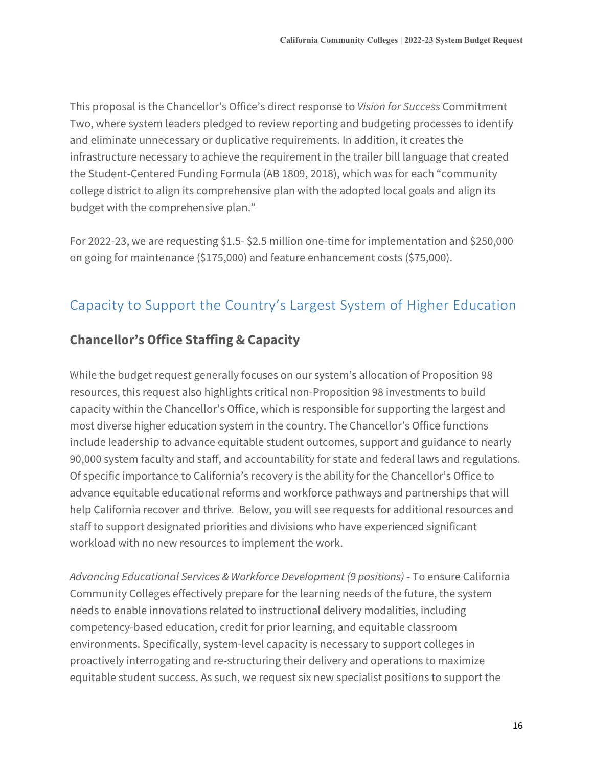This proposal is the Chancellor's Office's direct response to *Vision for Success* Commitment Two, where system leaders pledged to review reporting and budgeting processes to identify and eliminate unnecessary or duplicative requirements. In addition, it creates the infrastructure necessary to achieve the requirement in the trailer bill language that created the Student-Centered Funding Formula (AB 1809, 2018), which was for each "community college district to align its comprehensive plan with the adopted local goals and align its budget with the comprehensive plan."

For 2022-23, we are requesting $1.5- $2.5 million one-time for implementation and $250,000 on going for maintenance ($175,000) and feature enhancement costs ($75,000).

## Capacity to Support the Country's Largest System of Higher Education

### Chancellor's Office Staffing & Capacity

While the budget request generally focuses on our system's allocation of Proposition 98 resources, this request also highlights critical non-Proposition 98 investments to build capacity within the Chancellor's Office, which is responsible for supporting the largest and most diverse higher education system in the country. The Chancellor's Office functions include leadership to advance equitable student outcomes, support and guidance to nearly 90,000 system faculty and staff, and accountability for state and federal laws and regulations. Of specific importance to California's recovery is the ability for the Chancellor's Office to advance equitable educational reforms and workforce pathways and partnerships that will help California recover and thrive. Below, you will see requests for additional resources and staff to support designated priorities and divisions who have experienced significant workload with no new resources to implement the work.

*Advancing Educational Services & Workforce Development (9 positions)* - To ensure California Community Colleges effectively prepare for the learning needs of the future, the system needs to enable innovations related to instructional delivery modalities, including competency-based education, credit for prior learning, and equitable classroom environments. Specifically, system-level capacity is necessary to support colleges in proactively interrogating and re-structuring their delivery and operations to maximize equitable student success. As such, we request six new specialist positions to support the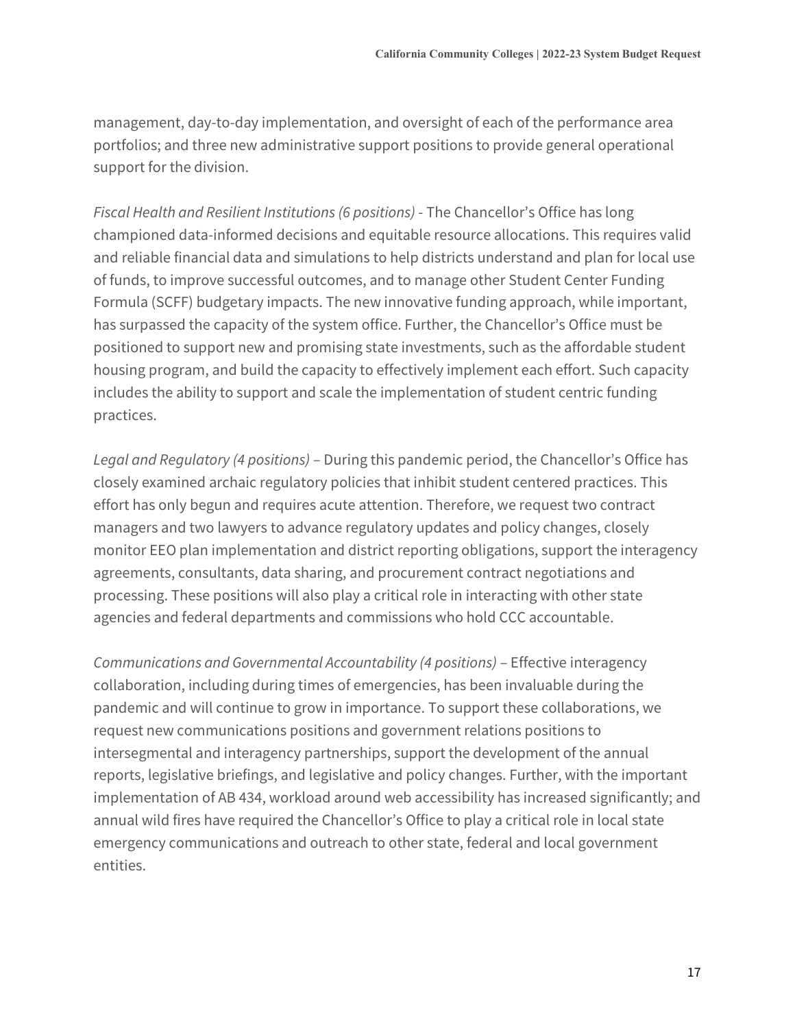management, day-to-day implementation, and oversight of each of the performance area portfolios; and three new administrative support positions to provide general operational support for the division.

*Fiscal Health and Resilient Institutions (6 positions)* - The Chancellor's Office has long championed data-informed decisions and equitable resource allocations. This requires valid and reliable financial data and simulations to help districts understand and plan for local use of funds, to improve successful outcomes, and to manage other Student Center Funding Formula (SCFF) budgetary impacts. The new innovative funding approach, while important, has surpassed the capacity of the system office. Further, the Chancellor's Office must be positioned to support new and promising state investments, such as the affordable student housing program, and build the capacity to effectively implement each effort. Such capacity includes the ability to support and scale the implementation of student centric funding practices.

*Legal and Regulatory (4 positions)* – During this pandemic period, the Chancellor's Office has closely examined archaic regulatory policies that inhibit student centered practices. This effort has only begun and requires acute attention. Therefore, we request two contract managers and two lawyers to advance regulatory updates and policy changes, closely monitor EEO plan implementation and district reporting obligations, support the interagency agreements, consultants, data sharing, and procurement contract negotiations and processing. These positions will also play a critical role in interacting with other state agencies and federal departments and commissions who hold CCC accountable.

*Communications and Governmental Accountability (4 positions)* – Effective interagency collaboration, including during times of emergencies, has been invaluable during the pandemic and will continue to grow in importance. To support these collaborations, we request new communications positions and government relations positions to intersegmental and interagency partnerships, support the development of the annual reports, legislative briefings, and legislative and policy changes. Further, with the important implementation of AB 434, workload around web accessibility has increased significantly; and annual wild fires have required the Chancellor's Office to play a critical role in local state emergency communications and outreach to other state, federal and local government entities.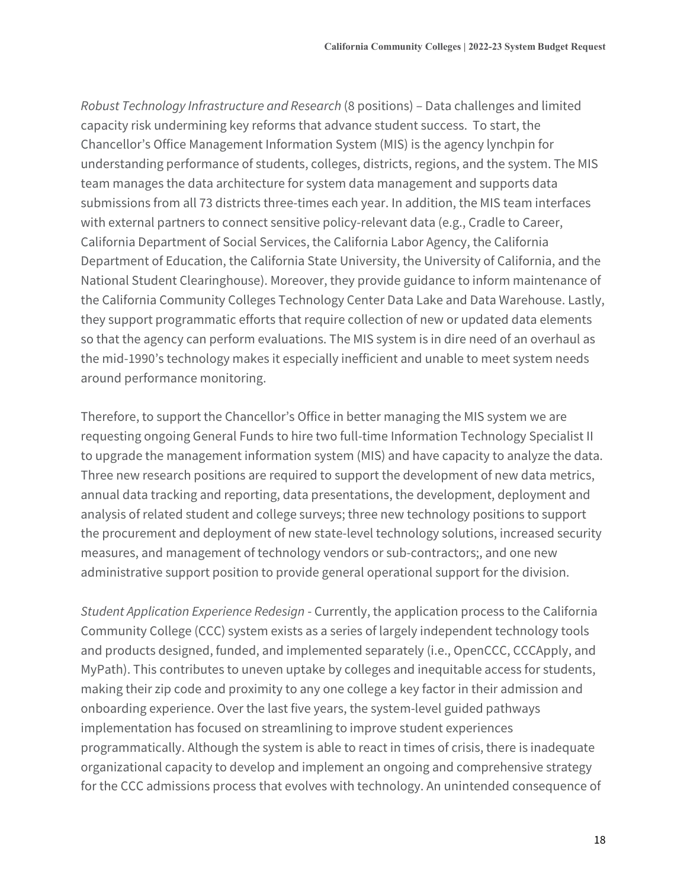*Robust Technology Infrastructure and Research* (8 positions) – Data challenges and limited capacity risk undermining key reforms that advance student success. To start, the Chancellor's Office Management Information System (MIS) is the agency lynchpin for understanding performance of students, colleges, districts, regions, and the system. The MIS team manages the data architecture for system data management and supports data submissions from all 73 districts three-times each year. In addition, the MIS team interfaces with external partners to connect sensitive policy-relevant data (e.g., Cradle to Career, California Department of Social Services, the California Labor Agency, the California Department of Education, the California State University, the University of California, and the National Student Clearinghouse). Moreover, they provide guidance to inform maintenance of the California Community Colleges Technology Center Data Lake and Data Warehouse. Lastly, they support programmatic efforts that require collection of new or updated data elements so that the agency can perform evaluations. The MIS system is in dire need of an overhaul as the mid-1990's technology makes it especially inefficient and unable to meet system needs around performance monitoring.

Therefore, to support the Chancellor's Office in better managing the MIS system we are requesting ongoing General Funds to hire two full-time Information Technology Specialist II to upgrade the management information system (MIS) and have capacity to analyze the data. Three new research positions are required to support the development of new data metrics, annual data tracking and reporting, data presentations, the development, deployment and analysis of related student and college surveys; three new technology positions to support the procurement and deployment of new state-level technology solutions, increased security measures, and management of technology vendors or sub-contractors;, and one new administrative support position to provide general operational support for the division.

*Student Application Experience Redesign* - Currently, the application process to the California Community College (CCC) system exists as a series of largely independent technology tools and products designed, funded, and implemented separately (i.e., OpenCCC, CCCApply, and MyPath). This contributes to uneven uptake by colleges and inequitable access for students, making their zip code and proximity to any one college a key factor in their admission and onboarding experience. Over the last five years, the system-level guided pathways implementation has focused on streamlining to improve student experiences programmatically. Although the system is able to react in times of crisis, there is inadequate organizational capacity to develop and implement an ongoing and comprehensive strategy for the CCC admissions process that evolves with technology. An unintended consequence of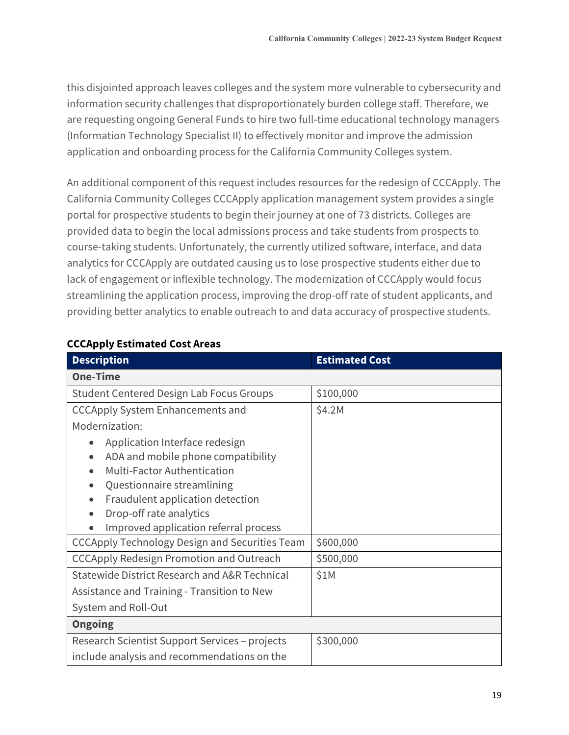this disjointed approach leaves colleges and the system more vulnerable to cybersecurity and information security challenges that disproportionately burden college staff. Therefore, we are requesting ongoing General Funds to hire two full-time educational technology managers (Information Technology Specialist II) to effectively monitor and improve the admission application and onboarding process for the California Community Colleges system.

An additional component of this request includes resources for the redesign of CCCApply. The California Community Colleges CCCApply application management system provides a single portal for prospective students to begin their journey at one of 73 districts. Colleges are provided data to begin the local admissions process and take students from prospects to course-taking students. Unfortunately, the currently utilized software, interface, and data analytics for CCCApply are outdated causing us to lose prospective students either due to lack of engagement or inflexible technology. The modernization of CCCApply would focus streamlining the application process, improving the drop-off rate of student applicants, and providing better analytics to enable outreach to and data accuracy of prospective students.

**CCCApply Estimated Cost Areas**

| Description | Estimated Cost |
|---|---|
| **One-Time** | |
| Student Centered Design Lab Focus Groups | $100,000 |
| CCCApply System Enhancements and Modernization:<br>• Application Interface redesign<br>• ADA and mobile phone compatibility<br>• Multi-Factor Authentication<br>• Questionnaire streamlining<br>• Fraudulent application detection<br>• Drop-off rate analytics<br>• Improved application referral process | $4.2M |
| CCCApply Technology Design and Securities Team | $600,000 |
| CCCApply Redesign Promotion and Outreach | $500,000 |
| Statewide District Research and A&R Technical Assistance and Training - Transition to New System and Roll-Out | $1M |
| **Ongoing** | |
| Research Scientist Support Services – projects include analysis and recommendations on the | $300,000 |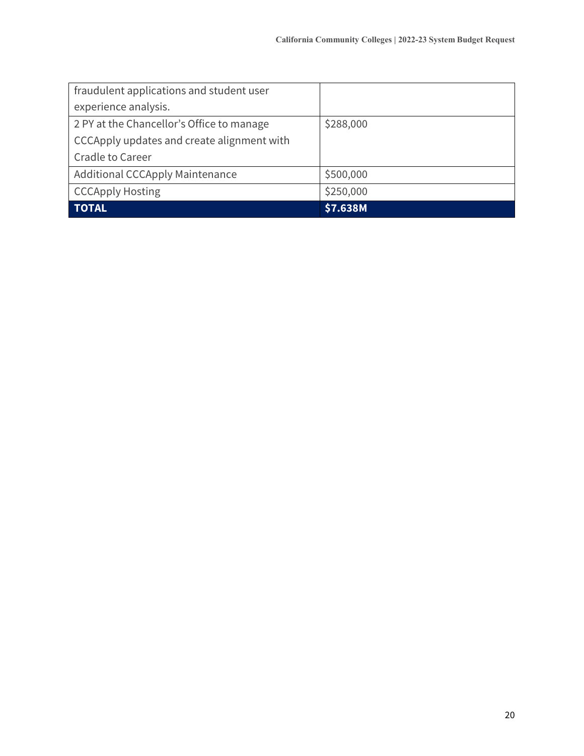| | |
|---|---|
| fraudulent applications and student user experience analysis. | |
| 2 PY at the Chancellor's Office to manage CCCApply updates and create alignment with Cradle to Career | $288,000 |
| Additional CCCApply Maintenance | $500,000 |
| CCCApply Hosting | $250,000 |
| **TOTAL** | **$7.638M** |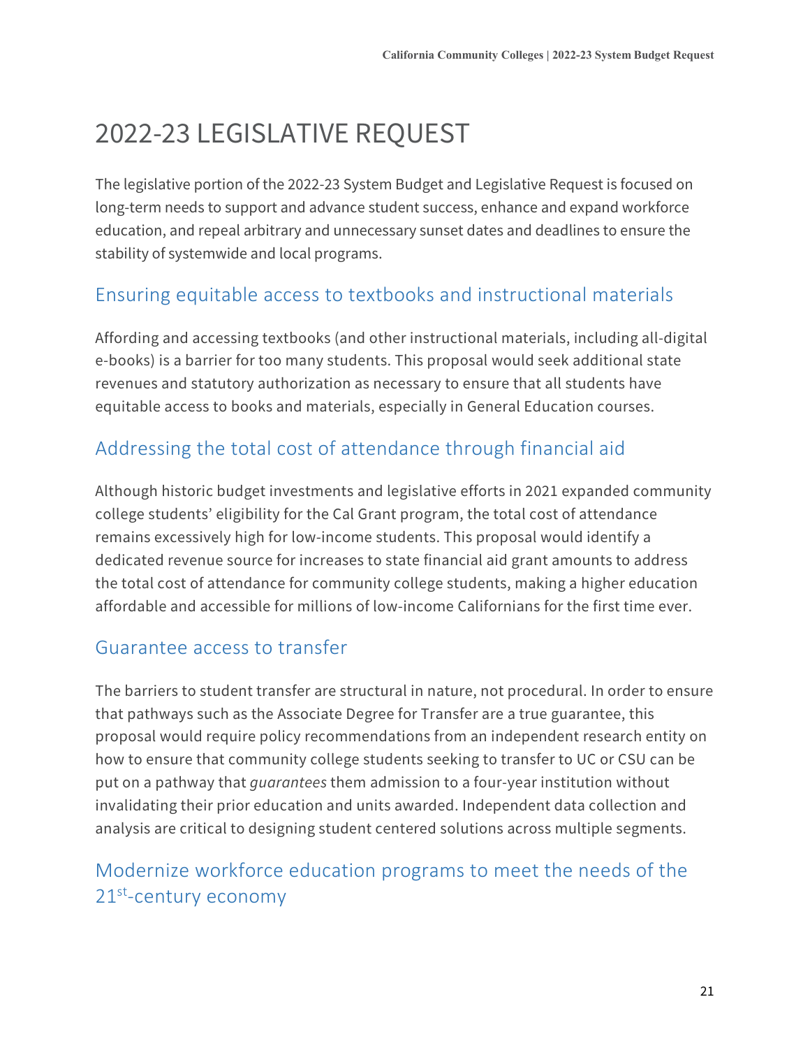# 2022-23 LEGISLATIVE REQUEST

The legislative portion of the 2022-23 System Budget and Legislative Request is focused on long-term needs to support and advance student success, enhance and expand workforce education, and repeal arbitrary and unnecessary sunset dates and deadlines to ensure the stability of systemwide and local programs.

## Ensuring equitable access to textbooks and instructional materials

Affording and accessing textbooks (and other instructional materials, including all-digital e-books) is a barrier for too many students. This proposal would seek additional state revenues and statutory authorization as necessary to ensure that all students have equitable access to books and materials, especially in General Education courses.

## Addressing the total cost of attendance through financial aid

Although historic budget investments and legislative efforts in 2021 expanded community college students' eligibility for the Cal Grant program, the total cost of attendance remains excessively high for low-income students. This proposal would identify a dedicated revenue source for increases to state financial aid grant amounts to address the total cost of attendance for community college students, making a higher education affordable and accessible for millions of low-income Californians for the first time ever.

## Guarantee access to transfer

The barriers to student transfer are structural in nature, not procedural. In order to ensure that pathways such as the Associate Degree for Transfer are a true guarantee, this proposal would require policy recommendations from an independent research entity on how to ensure that community college students seeking to transfer to UC or CSU can be put on a pathway that *guarantees* them admission to a four-year institution without invalidating their prior education and units awarded. Independent data collection and analysis are critical to designing student centered solutions across multiple segments.

## Modernize workforce education programs to meet the needs of the 21st-century economy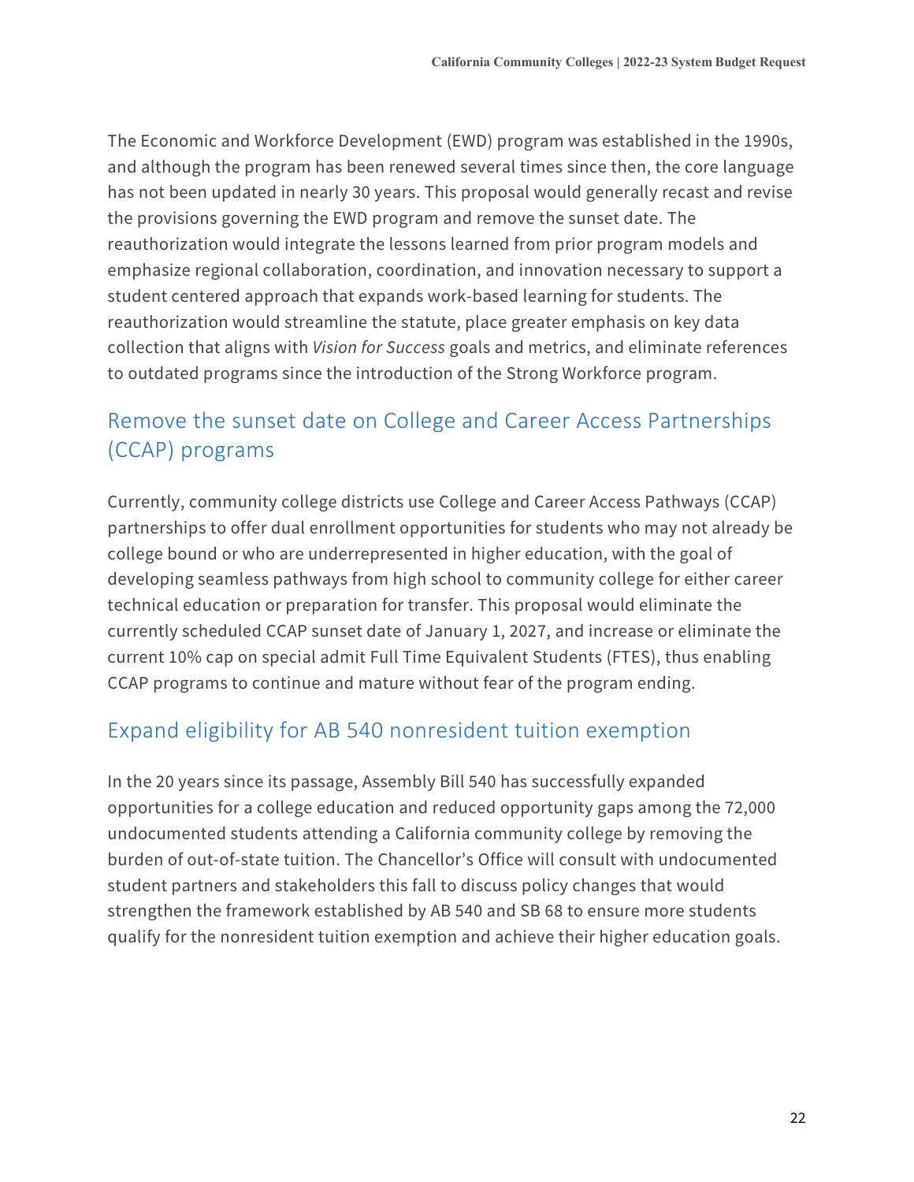The Economic and Workforce Development (EWD) program was established in the 1990s, and although the program has been renewed several times since then, the core language has not been updated in nearly 30 years. This proposal would generally recast and revise the provisions governing the EWD program and remove the sunset date. The reauthorization would integrate the lessons learned from prior program models and emphasize regional collaboration, coordination, and innovation necessary to support a student centered approach that expands work-based learning for students. The reauthorization would streamline the statute, place greater emphasis on key data collection that aligns with *Vision for Success* goals and metrics, and eliminate references to outdated programs since the introduction of the Strong Workforce program.

## Remove the sunset date on College and Career Access Partnerships (CCAP) programs

Currently, community college districts use College and Career Access Pathways (CCAP) partnerships to offer dual enrollment opportunities for students who may not already be college bound or who are underrepresented in higher education, with the goal of developing seamless pathways from high school to community college for either career technical education or preparation for transfer. This proposal would eliminate the currently scheduled CCAP sunset date of January 1, 2027, and increase or eliminate the current 10% cap on special admit Full Time Equivalent Students (FTES), thus enabling CCAP programs to continue and mature without fear of the program ending.

## Expand eligibility for AB 540 nonresident tuition exemption

In the 20 years since its passage, Assembly Bill 540 has successfully expanded opportunities for a college education and reduced opportunity gaps among the 72,000 undocumented students attending a California community college by removing the burden of out-of-state tuition. The Chancellor's Office will consult with undocumented student partners and stakeholders this fall to discuss policy changes that would strengthen the framework established by AB 540 and SB 68 to ensure more students qualify for the nonresident tuition exemption and achieve their higher education goals.